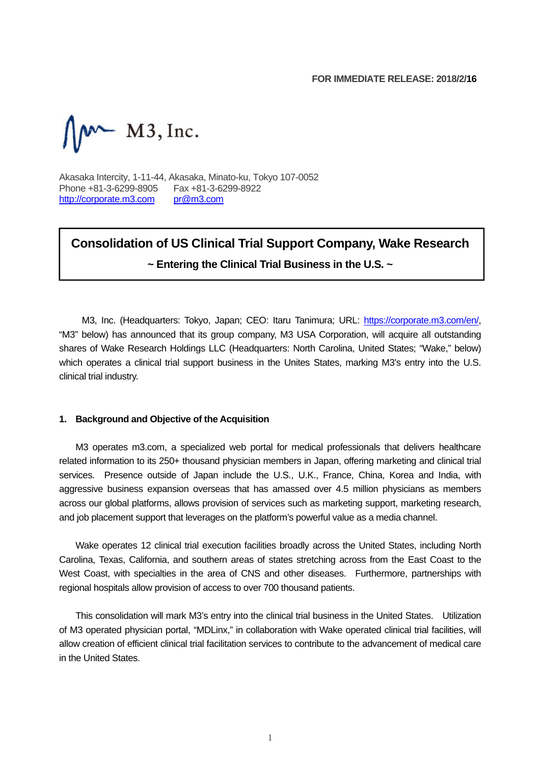FOR IMMEDIATE RELEASE: 2018/2/**16**

M3, Inc.

Akasaka Intercity, 1-11-44, Akasaka, Minato-ku, Tokyo 107-0052
Phone +81-3-6299-8905 Fax +81-3-6299-8922
http://corporate.m3.com pr@m3.com

# Consolidation of US Clinical Trial Support Company, Wake Research

## ~ Entering the Clinical Trial Business in the U.S. ~

M3, Inc. (Headquarters: Tokyo, Japan; CEO: Itaru Tanimura; URL: https://corporate.m3.com/en/, "M3" below) has announced that its group company, M3 USA Corporation, will acquire all outstanding shares of Wake Research Holdings LLC (Headquarters: North Carolina, United States; "Wake," below) which operates a clinical trial support business in the Unites States, marking M3's entry into the U.S. clinical trial industry.

### 1. Background and Objective of the Acquisition

M3 operates m3.com, a specialized web portal for medical professionals that delivers healthcare related information to its 250+ thousand physician members in Japan, offering marketing and clinical trial services. Presence outside of Japan include the U.S., U.K., France, China, Korea and India, with aggressive business expansion overseas that has amassed over 4.5 million physicians as members across our global platforms, allows provision of services such as marketing support, marketing research, and job placement support that leverages on the platform's powerful value as a media channel.

Wake operates 12 clinical trial execution facilities broadly across the United States, including North Carolina, Texas, California, and southern areas of states stretching across from the East Coast to the West Coast, with specialties in the area of CNS and other diseases. Furthermore, partnerships with regional hospitals allow provision of access to over 700 thousand patients.

This consolidation will mark M3's entry into the clinical trial business in the United States. Utilization of M3 operated physician portal, "MDLinx," in collaboration with Wake operated clinical trial facilities, will allow creation of efficient clinical trial facilitation services to contribute to the advancement of medical care in the United States.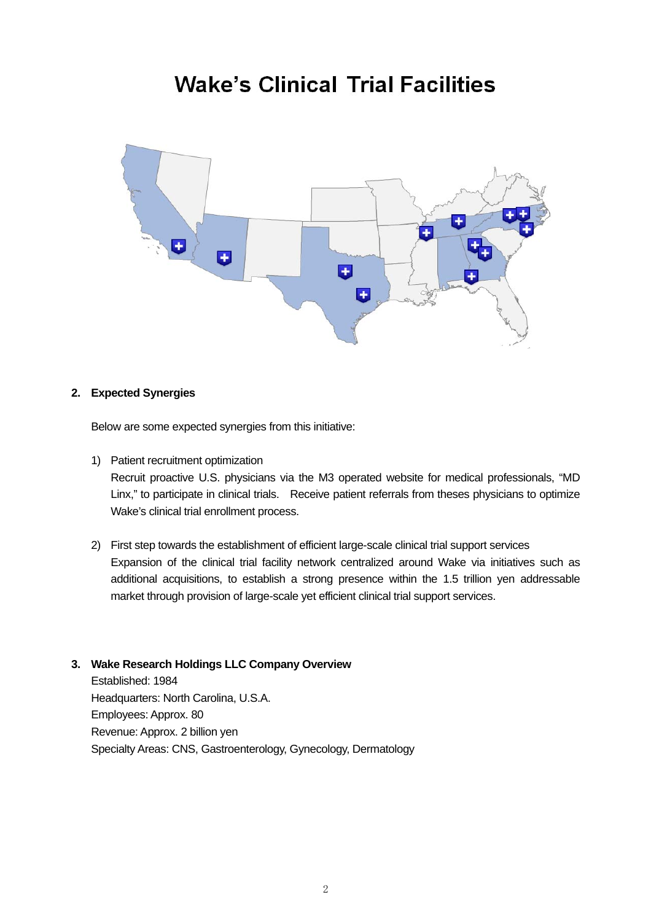# Wake's Clinical Trial Facilities

**2. Expected Synergies**

Below are some expected synergies from this initiative:

1) Patient recruitment optimization
   Recruit proactive U.S. physicians via the M3 operated website for medical professionals, "MD Linx," to participate in clinical trials. Receive patient referrals from theses physicians to optimize Wake's clinical trial enrollment process.

2) First step towards the establishment of efficient large-scale clinical trial support services
   Expansion of the clinical trial facility network centralized around Wake via initiatives such as additional acquisitions, to establish a strong presence within the 1.5 trillion yen addressable market through provision of large-scale yet efficient clinical trial support services.

**3. Wake Research Holdings LLC Company Overview**

Established: 1984
Headquarters: North Carolina, U.S.A.
Employees: Approx. 80
Revenue: Approx. 2 billion yen
Specialty Areas: CNS, Gastroenterology, Gynecology, Dermatology